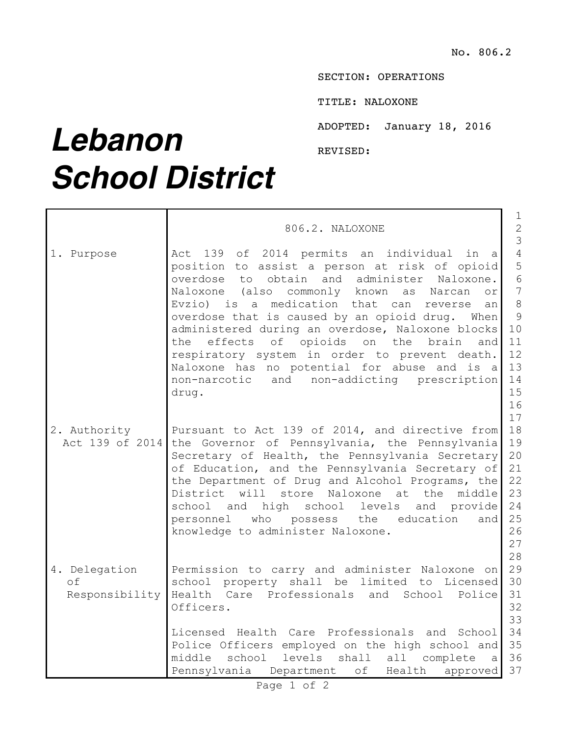No. 806.2

SECTION: OPERATIONS

TITLE: NALOXONE

ADOPTED: January 18, 2016

REVISED:

# Lebanon School District

## 806.2. NALOXONE

**1. Purpose**

Act 139 of 2014 permits an individual in a position to assist a person at risk of opioid overdose to obtain and administer Naloxone. Naloxone (also commonly known as Narcan or Evzio) is a medication that can reverse an overdose that is caused by an opioid drug. When administered during an overdose, Naloxone blocks the effects of opioids on the brain and respiratory system in order to prevent death. Naloxone has no potential for abuse and is a non-narcotic and non-addicting prescription drug.

**2. Authority**
Act 139 of 2014

Pursuant to Act 139 of 2014, and directive from the Governor of Pennsylvania, the Pennsylvania Secretary of Health, the Pennsylvania Secretary of Education, and the Pennsylvania Secretary of the Department of Drug and Alcohol Programs, the District will store Naloxone at the middle school and high school levels and provide personnel who possess the education and knowledge to administer Naloxone.

**4. Delegation of Responsibility**

Permission to carry and administer Naloxone on school property shall be limited to Licensed Health Care Professionals and School Police Officers.

Licensed Health Care Professionals and School Police Officers employed on the high school and middle school levels shall all complete a Pennsylvania Department of Health approved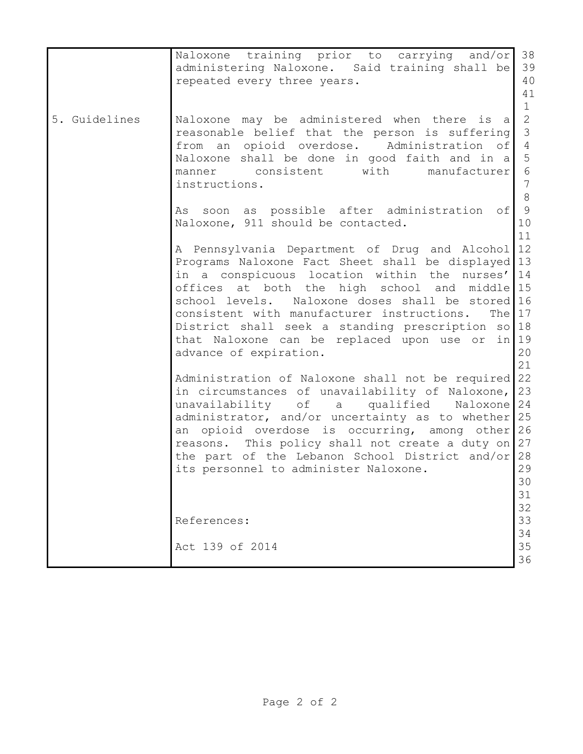Naloxone training prior to carrying and/or administering Naloxone. Said training shall be repeated every three years.

## 5. Guidelines

Naloxone may be administered when there is a reasonable belief that the person is suffering from an opioid overdose. Administration of Naloxone shall be done in good faith and in a manner consistent with manufacturer instructions.

As soon as possible after administration of Naloxone, 911 should be contacted.

A Pennsylvania Department of Drug and Alcohol Programs Naloxone Fact Sheet shall be displayed in a conspicuous location within the nurses' offices at both the high school and middle school levels. Naloxone doses shall be stored consistent with manufacturer instructions. The District shall seek a standing prescription so that Naloxone can be replaced upon use or in advance of expiration.

Administration of Naloxone shall not be required in circumstances of unavailability of Naloxone, unavailability of a qualified Naloxone administrator, and/or uncertainty as to whether an opioid overdose is occurring, among other reasons. This policy shall not create a duty on the part of the Lebanon School District and/or its personnel to administer Naloxone.

References:

Act 139 of 2014